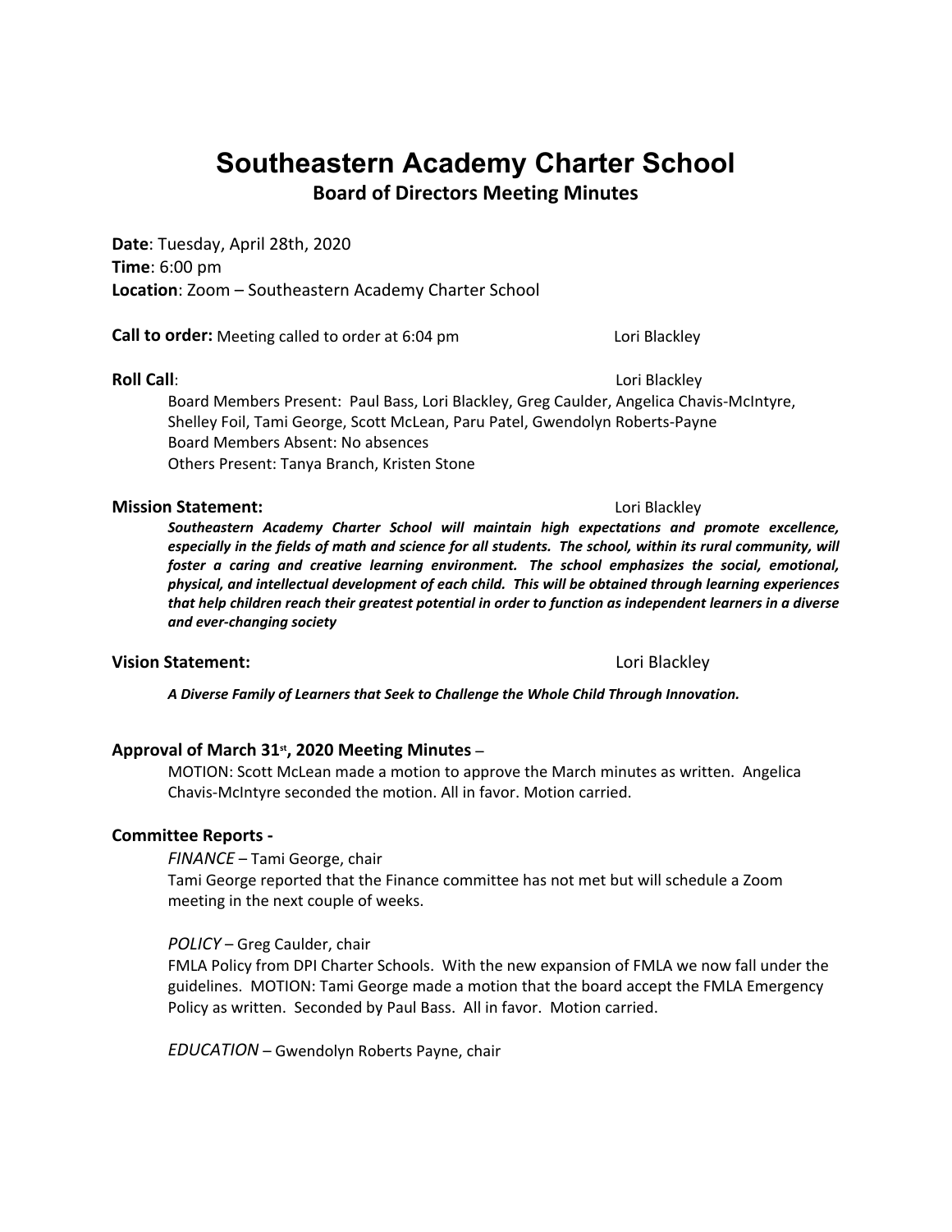# Southeastern Academy Charter School

## Board of Directors Meeting Minutes

**Date**: Tuesday, April 28th, 2020
**Time**: 6:00 pm
**Location**: Zoom – Southeastern Academy Charter School

**Call to order:** Meeting called to order at 6:04 pm Lori Blackley

**Roll Call**: Lori Blackley

Board Members Present: Paul Bass, Lori Blackley, Greg Caulder, Angelica Chavis-McIntyre, Shelley Foil, Tami George, Scott McLean, Paru Patel, Gwendolyn Roberts-Payne
Board Members Absent: No absences
Others Present: Tanya Branch, Kristen Stone

**Mission Statement:** Lori Blackley

***Southeastern Academy Charter School will maintain high expectations and promote excellence, especially in the fields of math and science for all students. The school, within its rural community, will foster a caring and creative learning environment. The school emphasizes the social, emotional, physical, and intellectual development of each child. This will be obtained through learning experiences that help children reach their greatest potential in order to function as independent learners in a diverse and ever-changing society***

**Vision Statement:** Lori Blackley

***A Diverse Family of Learners that Seek to Challenge the Whole Child Through Innovation.***

**Approval of March 31st, 2020 Meeting Minutes** –

MOTION: Scott McLean made a motion to approve the March minutes as written. Angelica Chavis-McIntyre seconded the motion. All in favor. Motion carried.

**Committee Reports -**

*FINANCE* – Tami George, chair
Tami George reported that the Finance committee has not met but will schedule a Zoom meeting in the next couple of weeks.

*POLICY* – Greg Caulder, chair
FMLA Policy from DPI Charter Schools. With the new expansion of FMLA we now fall under the guidelines. MOTION: Tami George made a motion that the board accept the FMLA Emergency Policy as written. Seconded by Paul Bass. All in favor. Motion carried.

*EDUCATION* – Gwendolyn Roberts Payne, chair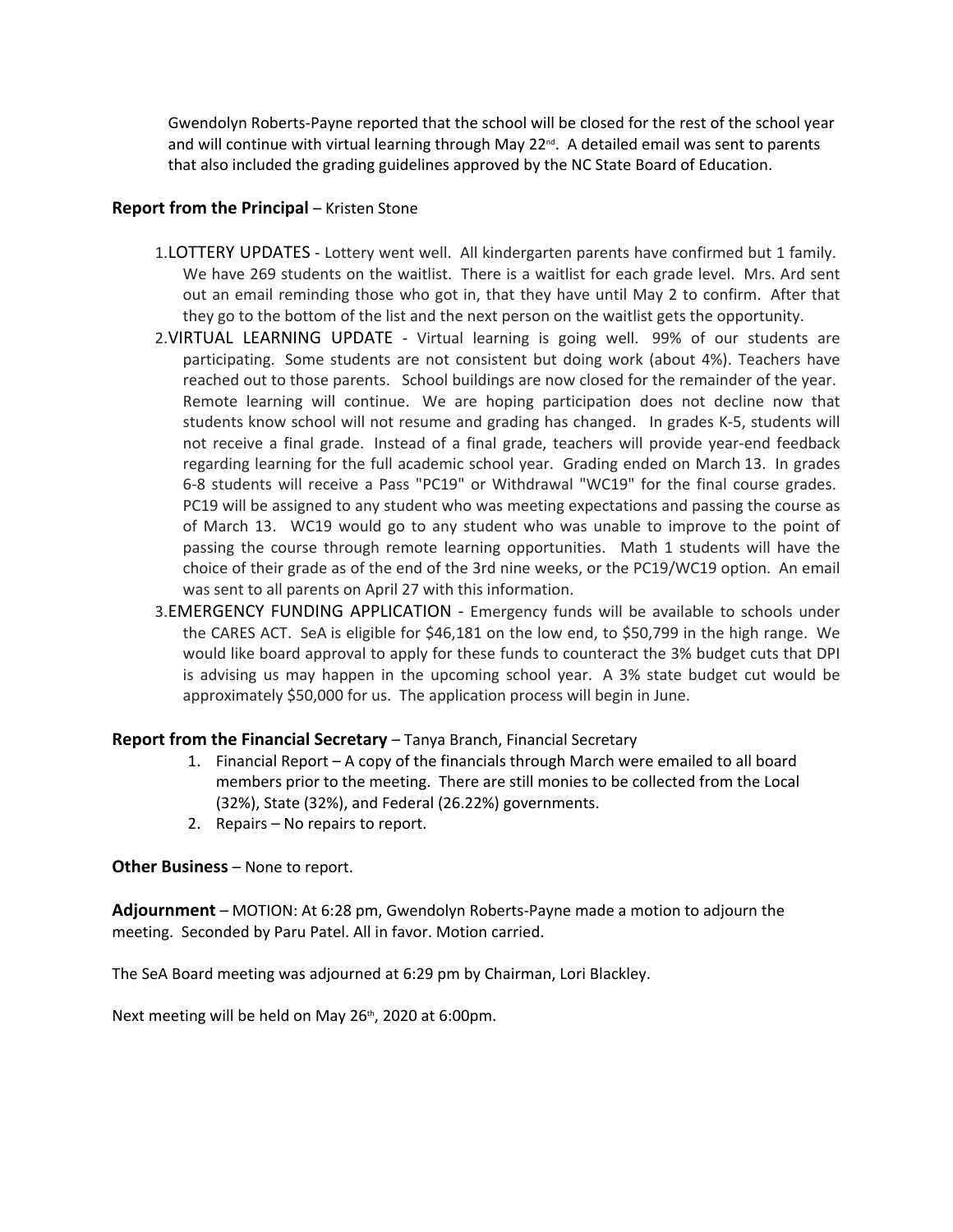Gwendolyn Roberts-Payne reported that the school will be closed for the rest of the school year and will continue with virtual learning through May 22nd. A detailed email was sent to parents that also included the grading guidelines approved by the NC State Board of Education.

**Report from the Principal** – Kristen Stone

1. LOTTERY UPDATES - Lottery went well. All kindergarten parents have confirmed but 1 family. We have 269 students on the waitlist. There is a waitlist for each grade level. Mrs. Ard sent out an email reminding those who got in, that they have until May 2 to confirm. After that they go to the bottom of the list and the next person on the waitlist gets the opportunity.
2. VIRTUAL LEARNING UPDATE - Virtual learning is going well. 99% of our students are participating. Some students are not consistent but doing work (about 4%). Teachers have reached out to those parents. School buildings are now closed for the remainder of the year. Remote learning will continue. We are hoping participation does not decline now that students know school will not resume and grading has changed. In grades K-5, students will not receive a final grade. Instead of a final grade, teachers will provide year-end feedback regarding learning for the full academic school year. Grading ended on March 13. In grades 6-8 students will receive a Pass "PC19" or Withdrawal "WC19" for the final course grades. PC19 will be assigned to any student who was meeting expectations and passing the course as of March 13. WC19 would go to any student who was unable to improve to the point of passing the course through remote learning opportunities. Math 1 students will have the choice of their grade as of the end of the 3rd nine weeks, or the PC19/WC19 option. An email was sent to all parents on April 27 with this information.
3. EMERGENCY FUNDING APPLICATION - Emergency funds will be available to schools under the CARES ACT. SeA is eligible for $46,181 on the low end, to $50,799 in the high range. We would like board approval to apply for these funds to counteract the 3% budget cuts that DPI is advising us may happen in the upcoming school year. A 3% state budget cut would be approximately $50,000 for us. The application process will begin in June.

**Report from the Financial Secretary** – Tanya Branch, Financial Secretary

1. Financial Report – A copy of the financials through March were emailed to all board members prior to the meeting. There are still monies to be collected from the Local (32%), State (32%), and Federal (26.22%) governments.
2. Repairs – No repairs to report.

**Other Business** – None to report.

**Adjournment** – MOTION: At 6:28 pm, Gwendolyn Roberts-Payne made a motion to adjourn the meeting. Seconded by Paru Patel. All in favor. Motion carried.

The SeA Board meeting was adjourned at 6:29 pm by Chairman, Lori Blackley.

Next meeting will be held on May 26th, 2020 at 6:00pm.